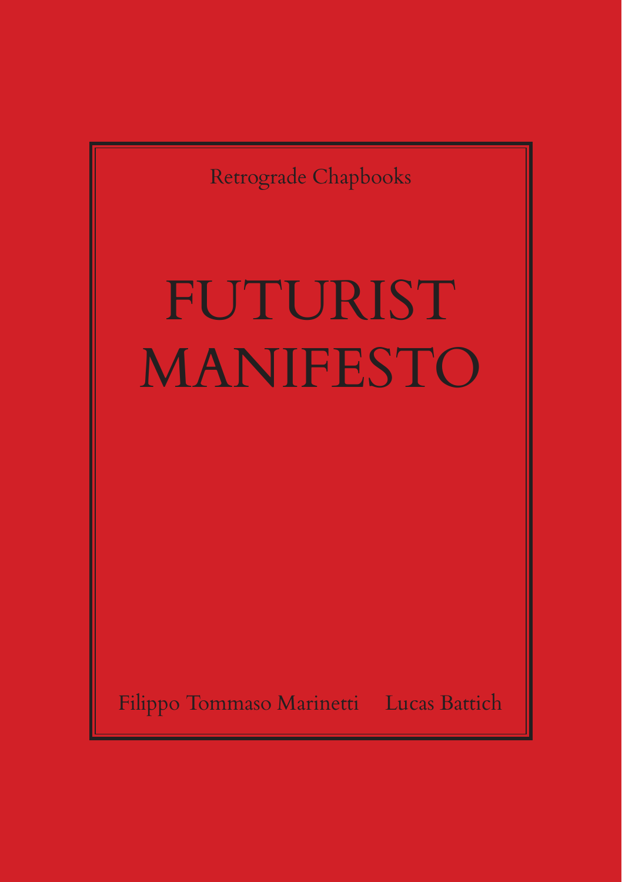Retrograde Chapbooks

# FUTURIST MANIFESTO

Filippo Tommaso Marinetti    Lucas Battich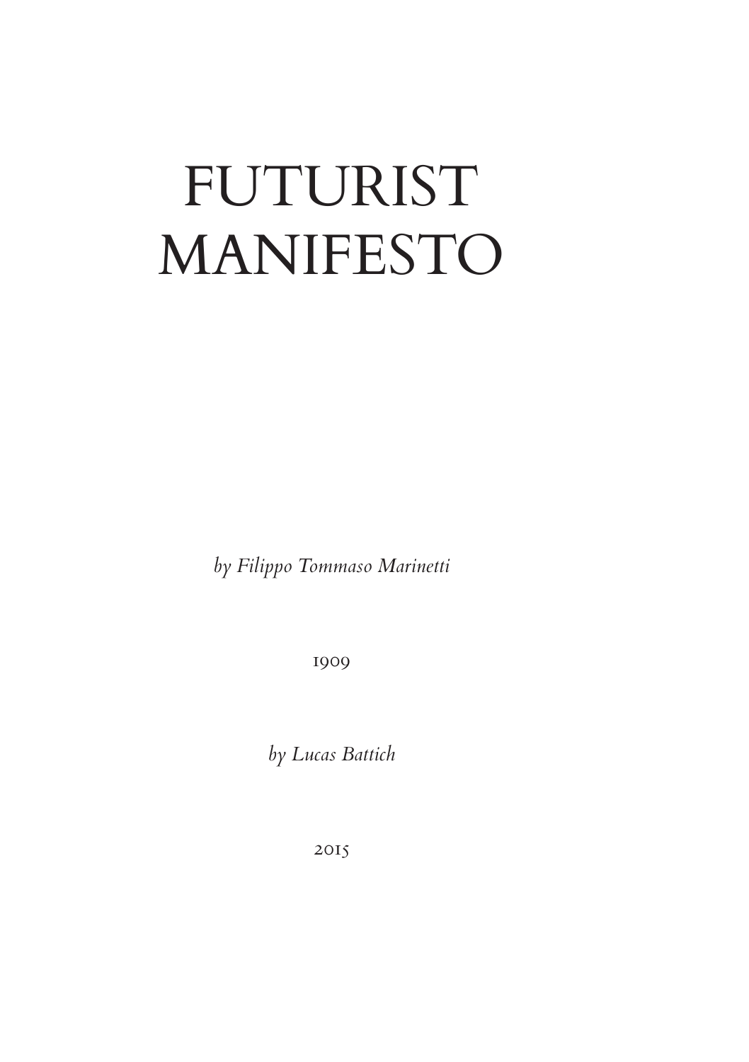# FUTURIST MANIFESTO

*by Filippo Tommaso Marinetti*

1909

*by Lucas Battich*

2015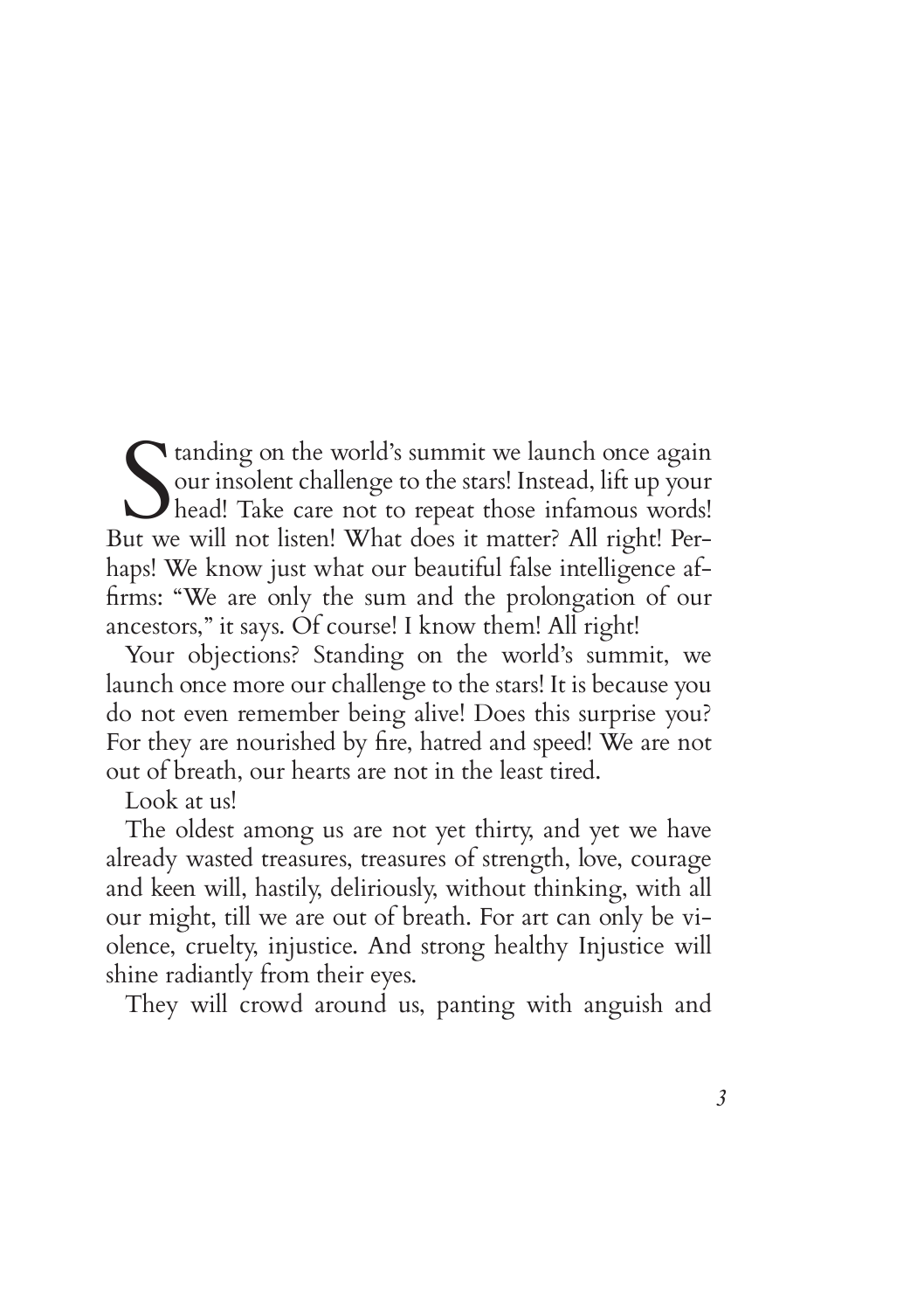Standing on the world's summit we launch once again our insolent challenge to the stars! Instead, lift up your head! Take care not to repeat those infamous words! But we will not listen! What does it matter? All right! Perhaps! We know just what our beautiful false intelligence affirms: "We are only the sum and the prolongation of our ancestors," it says. Of course! I know them! All right!

Your objections? Standing on the world's summit, we launch once more our challenge to the stars! It is because you do not even remember being alive! Does this surprise you? For they are nourished by fire, hatred and speed! We are not out of breath, our hearts are not in the least tired.

Look at us!

The oldest among us are not yet thirty, and yet we have already wasted treasures, treasures of strength, love, courage and keen will, hastily, deliriously, without thinking, with all our might, till we are out of breath. For art can only be violence, cruelty, injustice. And strong healthy Injustice will shine radiantly from their eyes.

They will crowd around us, panting with anguish and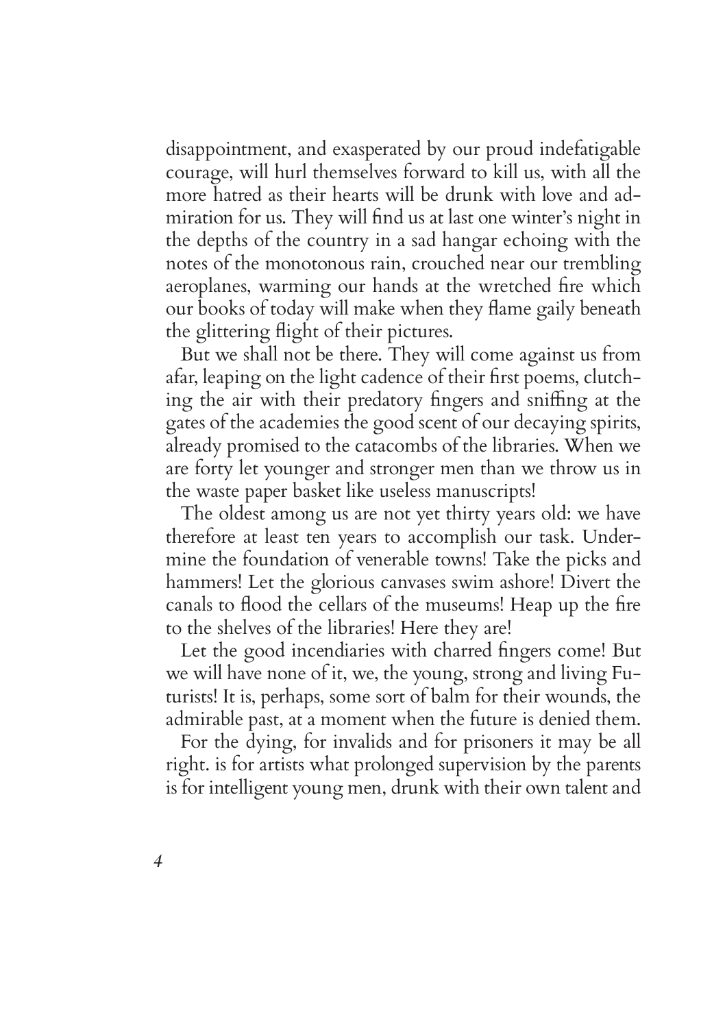disappointment, and exasperated by our proud indefatigable courage, will hurl themselves forward to kill us, with all the more hatred as their hearts will be drunk with love and admiration for us. They will find us at last one winter's night in the depths of the country in a sad hangar echoing with the notes of the monotonous rain, crouched near our trembling aeroplanes, warming our hands at the wretched fire which our books of today will make when they flame gaily beneath the glittering flight of their pictures.

But we shall not be there. They will come against us from afar, leaping on the light cadence of their first poems, clutching the air with their predatory fingers and sniffing at the gates of the academies the good scent of our decaying spirits, already promised to the catacombs of the libraries. When we are forty let younger and stronger men than we throw us in the waste paper basket like useless manuscripts!

The oldest among us are not yet thirty years old: we have therefore at least ten years to accomplish our task. Undermine the foundation of venerable towns! Take the picks and hammers! Let the glorious canvases swim ashore! Divert the canals to flood the cellars of the museums! Heap up the fire to the shelves of the libraries! Here they are!

Let the good incendiaries with charred fingers come! But we will have none of it, we, the young, strong and living Futurists! It is, perhaps, some sort of balm for their wounds, the admirable past, at a moment when the future is denied them.

For the dying, for invalids and for prisoners it may be all right. is for artists what prolonged supervision by the parents is for intelligent young men, drunk with their own talent and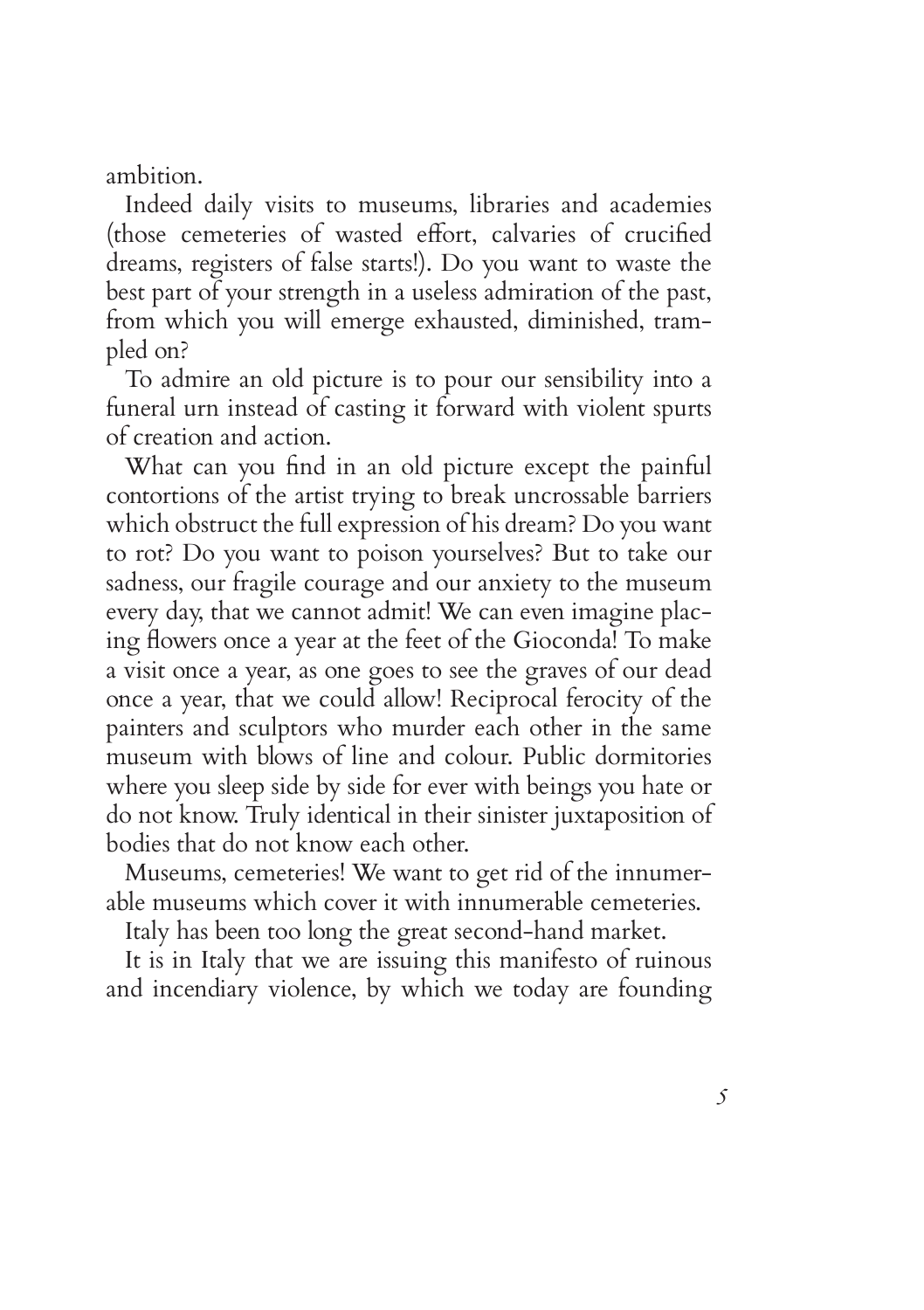ambition.

Indeed daily visits to museums, libraries and academies (those cemeteries of wasted effort, calvaries of crucified dreams, registers of false starts!). Do you want to waste the best part of your strength in a useless admiration of the past, from which you will emerge exhausted, diminished, trampled on?

To admire an old picture is to pour our sensibility into a funeral urn instead of casting it forward with violent spurts of creation and action.

What can you find in an old picture except the painful contortions of the artist trying to break uncrossable barriers which obstruct the full expression of his dream? Do you want to rot? Do you want to poison yourselves? But to take our sadness, our fragile courage and our anxiety to the museum every day, that we cannot admit! We can even imagine placing flowers once a year at the feet of the Gioconda! To make a visit once a year, as one goes to see the graves of our dead once a year, that we could allow! Reciprocal ferocity of the painters and sculptors who murder each other in the same museum with blows of line and colour. Public dormitories where you sleep side by side for ever with beings you hate or do not know. Truly identical in their sinister juxtaposition of bodies that do not know each other.

Museums, cemeteries! We want to get rid of the innumerable museums which cover it with innumerable cemeteries.

Italy has been too long the great second-hand market.

It is in Italy that we are issuing this manifesto of ruinous and incendiary violence, by which we today are founding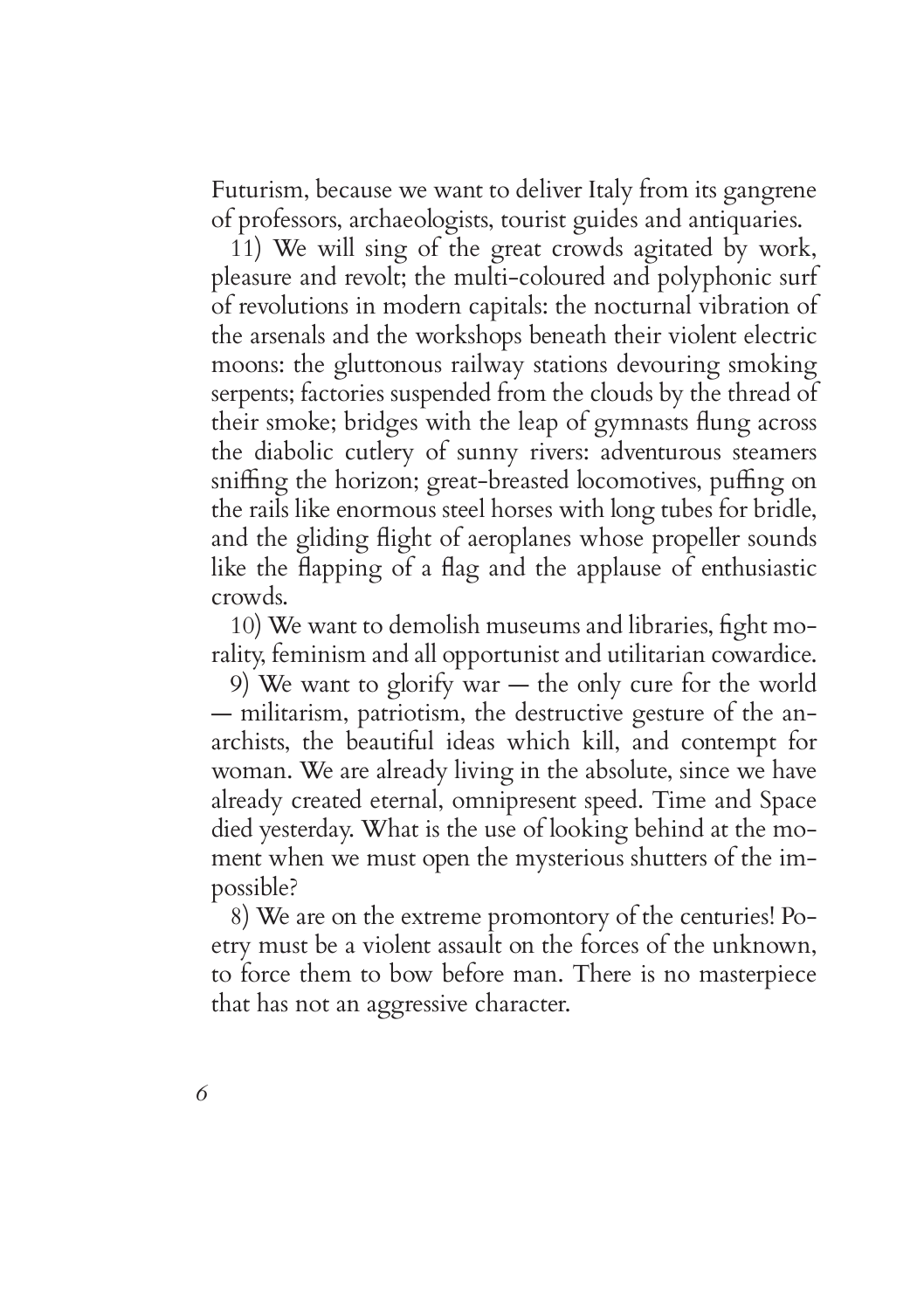Futurism, because we want to deliver Italy from its gangrene of professors, archaeologists, tourist guides and antiquaries.

11) We will sing of the great crowds agitated by work, pleasure and revolt; the multi-coloured and polyphonic surf of revolutions in modern capitals: the nocturnal vibration of the arsenals and the workshops beneath their violent electric moons: the gluttonous railway stations devouring smoking serpents; factories suspended from the clouds by the thread of their smoke; bridges with the leap of gymnasts flung across the diabolic cutlery of sunny rivers: adventurous steamers sniffing the horizon; great-breasted locomotives, puffing on the rails like enormous steel horses with long tubes for bridle, and the gliding flight of aeroplanes whose propeller sounds like the flapping of a flag and the applause of enthusiastic crowds.

10) We want to demolish museums and libraries, fight morality, feminism and all opportunist and utilitarian cowardice.

9) We want to glorify war — the only cure for the world — militarism, patriotism, the destructive gesture of the anarchists, the beautiful ideas which kill, and contempt for woman. We are already living in the absolute, since we have already created eternal, omnipresent speed. Time and Space died yesterday. What is the use of looking behind at the moment when we must open the mysterious shutters of the impossible?

8) We are on the extreme promontory of the centuries! Poetry must be a violent assault on the forces of the unknown, to force them to bow before man. There is no masterpiece that has not an aggressive character.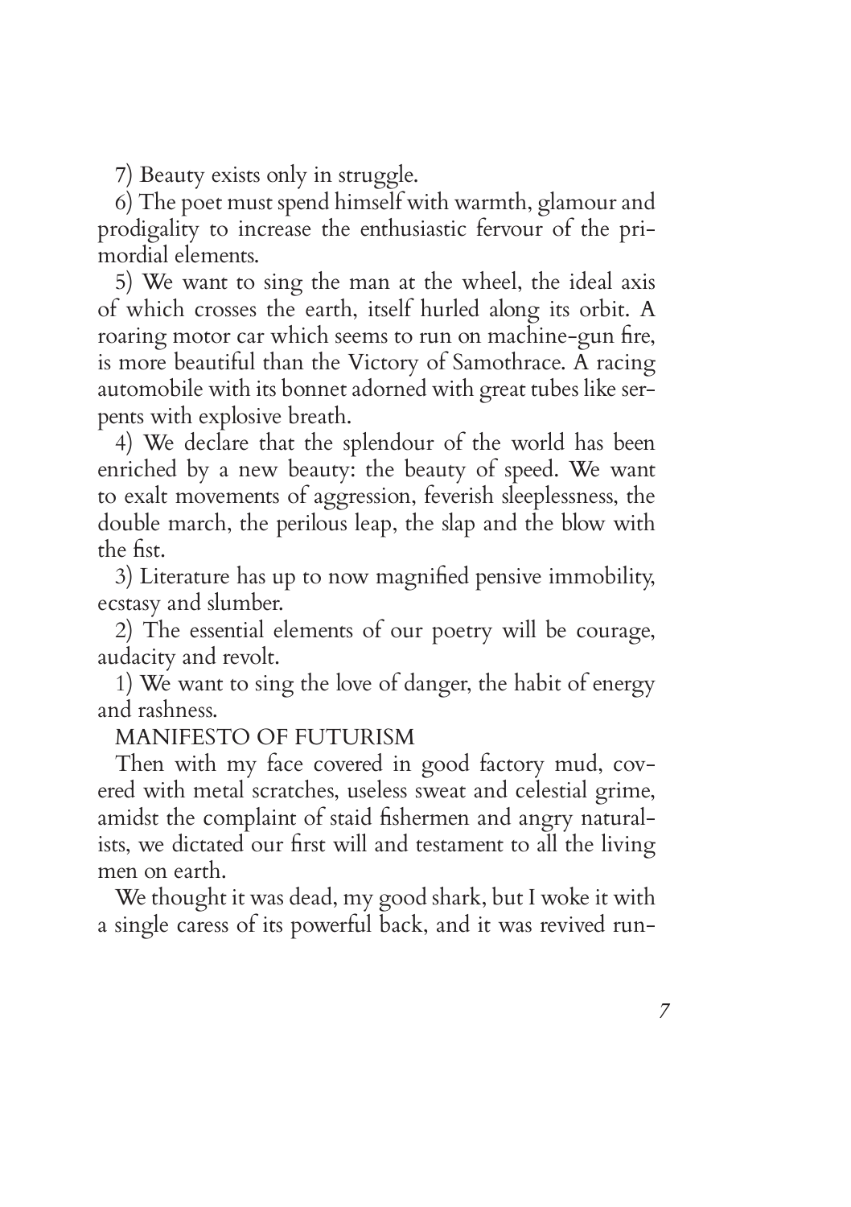7) Beauty exists only in struggle.

6) The poet must spend himself with warmth, glamour and prodigality to increase the enthusiastic fervour of the primordial elements.

5) We want to sing the man at the wheel, the ideal axis of which crosses the earth, itself hurled along its orbit. A roaring motor car which seems to run on machine-gun fire, is more beautiful than the Victory of Samothrace. A racing automobile with its bonnet adorned with great tubes like serpents with explosive breath.

4) We declare that the splendour of the world has been enriched by a new beauty: the beauty of speed. We want to exalt movements of aggression, feverish sleeplessness, the double march, the perilous leap, the slap and the blow with the fist.

3) Literature has up to now magnified pensive immobility, ecstasy and slumber.

2) The essential elements of our poetry will be courage, audacity and revolt.

1) We want to sing the love of danger, the habit of energy and rashness.

MANIFESTO OF FUTURISM

Then with my face covered in good factory mud, covered with metal scratches, useless sweat and celestial grime, amidst the complaint of staid fishermen and angry naturalists, we dictated our first will and testament to all the living men on earth.

We thought it was dead, my good shark, but I woke it with a single caress of its powerful back, and it was revived run-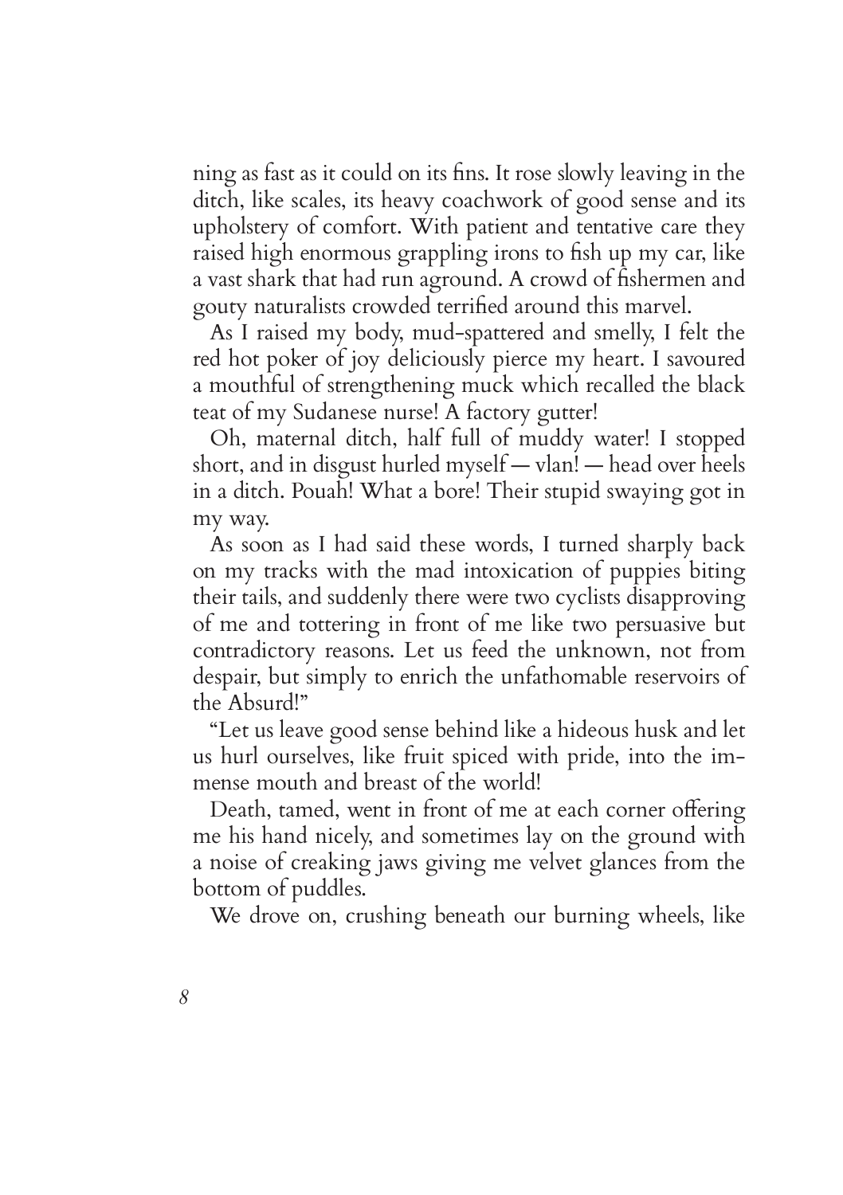ning as fast as it could on its fins. It rose slowly leaving in the ditch, like scales, its heavy coachwork of good sense and its upholstery of comfort. With patient and tentative care they raised high enormous grappling irons to fish up my car, like a vast shark that had run aground. A crowd of fishermen and gouty naturalists crowded terrified around this marvel.

As I raised my body, mud-spattered and smelly, I felt the red hot poker of joy deliciously pierce my heart. I savoured a mouthful of strengthening muck which recalled the black teat of my Sudanese nurse! A factory gutter!

Oh, maternal ditch, half full of muddy water! I stopped short, and in disgust hurled myself — vlan! — head over heels in a ditch. Pouah! What a bore! Their stupid swaying got in my way.

As soon as I had said these words, I turned sharply back on my tracks with the mad intoxication of puppies biting their tails, and suddenly there were two cyclists disapproving of me and tottering in front of me like two persuasive but contradictory reasons. Let us feed the unknown, not from despair, but simply to enrich the unfathomable reservoirs of the Absurd!"

"Let us leave good sense behind like a hideous husk and let us hurl ourselves, like fruit spiced with pride, into the immense mouth and breast of the world!

Death, tamed, went in front of me at each corner offering me his hand nicely, and sometimes lay on the ground with a noise of creaking jaws giving me velvet glances from the bottom of puddles.

We drove on, crushing beneath our burning wheels, like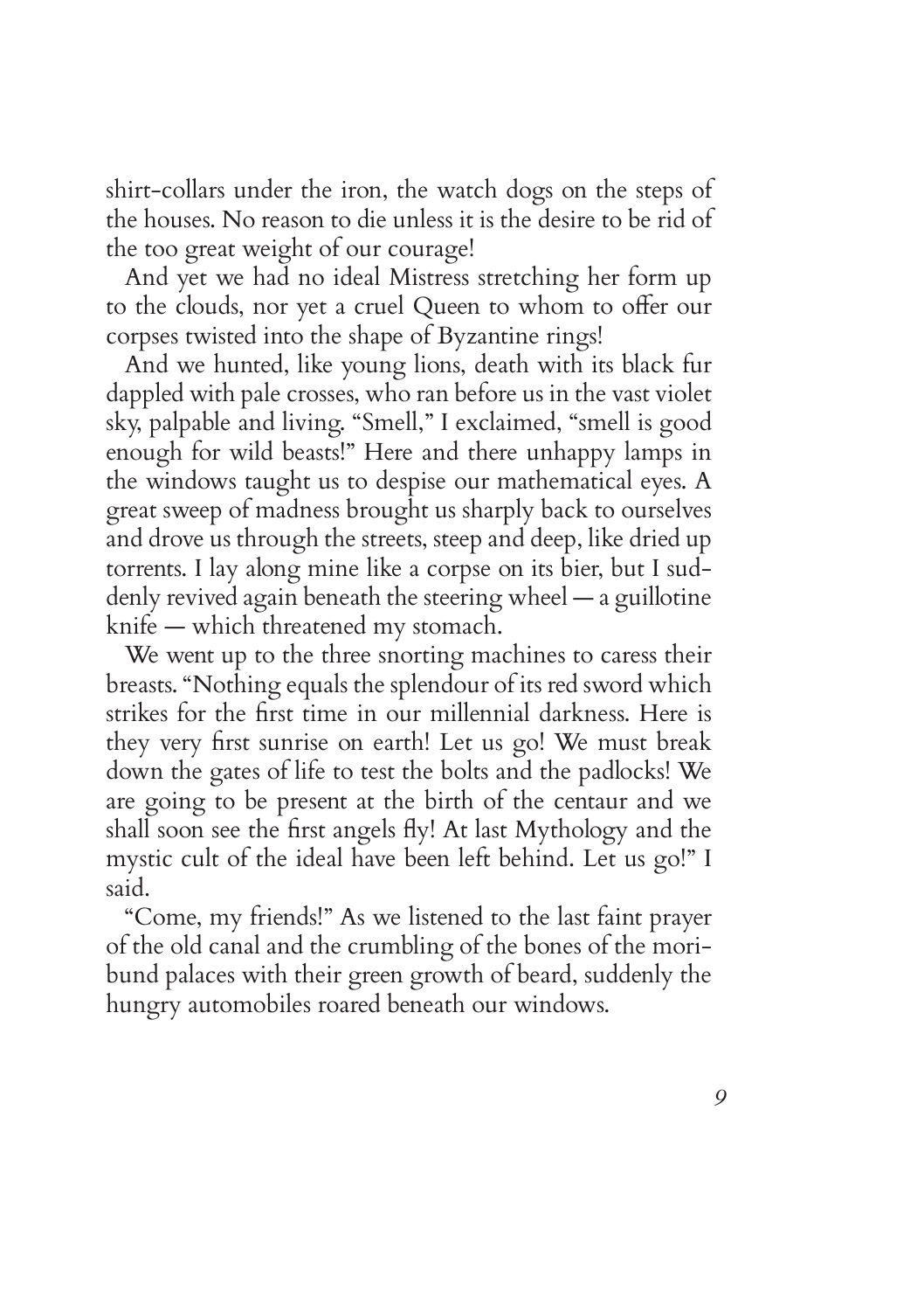shirt-collars under the iron, the watch dogs on the steps of the houses. No reason to die unless it is the desire to be rid of the too great weight of our courage!

And yet we had no ideal Mistress stretching her form up to the clouds, nor yet a cruel Queen to whom to offer our corpses twisted into the shape of Byzantine rings!

And we hunted, like young lions, death with its black fur dappled with pale crosses, who ran before us in the vast violet sky, palpable and living. "Smell," I exclaimed, "smell is good enough for wild beasts!" Here and there unhappy lamps in the windows taught us to despise our mathematical eyes. A great sweep of madness brought us sharply back to ourselves and drove us through the streets, steep and deep, like dried up torrents. I lay along mine like a corpse on its bier, but I suddenly revived again beneath the steering wheel — a guillotine knife — which threatened my stomach.

We went up to the three snorting machines to caress their breasts. "Nothing equals the splendour of its red sword which strikes for the first time in our millennial darkness. Here is they very first sunrise on earth! Let us go! We must break down the gates of life to test the bolts and the padlocks! We are going to be present at the birth of the centaur and we shall soon see the first angels fly! At last Mythology and the mystic cult of the ideal have been left behind. Let us go!" I said.

"Come, my friends!" As we listened to the last faint prayer of the old canal and the crumbling of the bones of the moribund palaces with their green growth of beard, suddenly the hungry automobiles roared beneath our windows.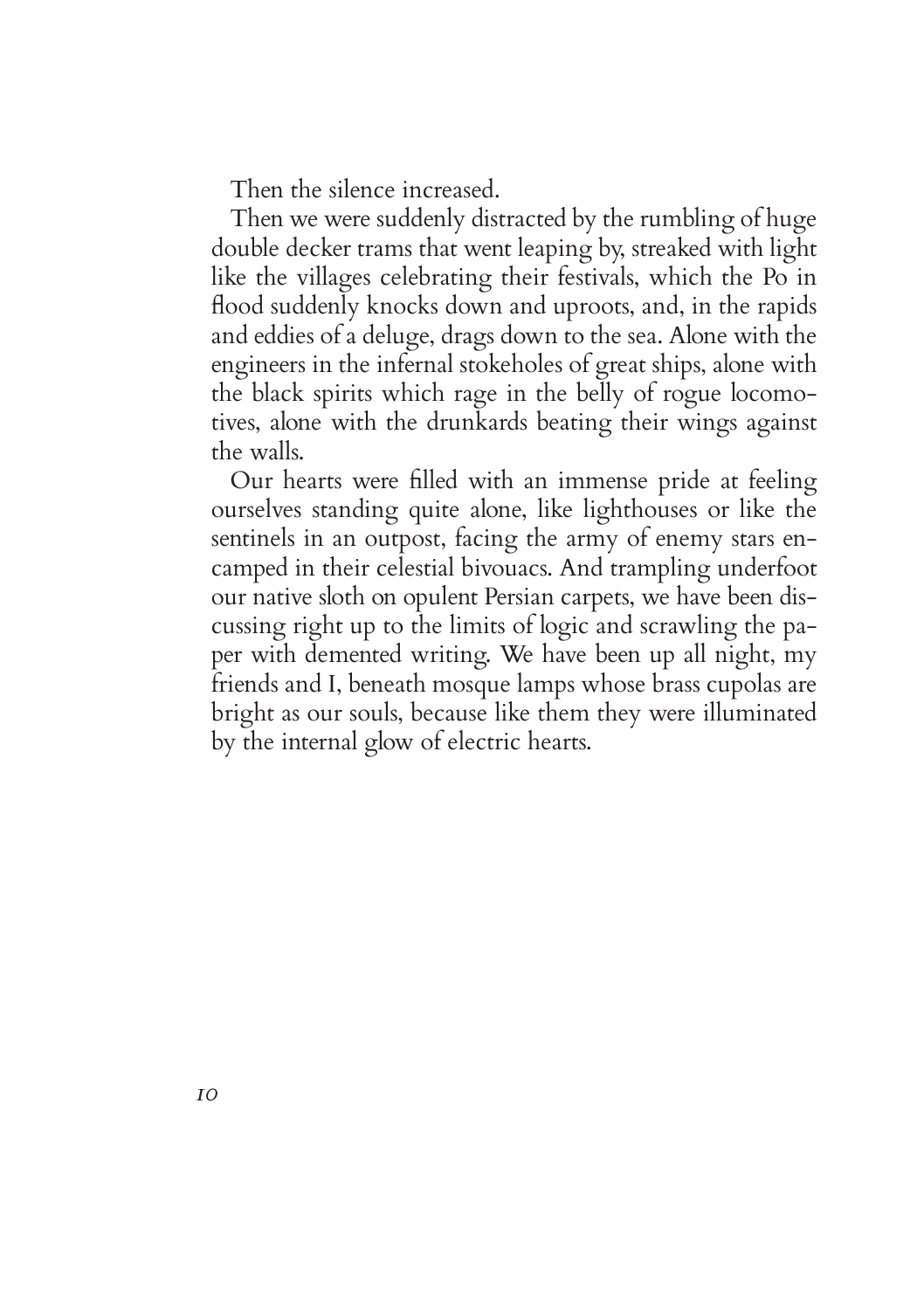Then the silence increased.

Then we were suddenly distracted by the rumbling of huge double decker trams that went leaping by, streaked with light like the villages celebrating their festivals, which the Po in flood suddenly knocks down and uproots, and, in the rapids and eddies of a deluge, drags down to the sea. Alone with the engineers in the infernal stokeholes of great ships, alone with the black spirits which rage in the belly of rogue locomotives, alone with the drunkards beating their wings against the walls.

Our hearts were filled with an immense pride at feeling ourselves standing quite alone, like lighthouses or like the sentinels in an outpost, facing the army of enemy stars encamped in their celestial bivouacs. And trampling underfoot our native sloth on opulent Persian carpets, we have been discussing right up to the limits of logic and scrawling the paper with demented writing. We have been up all night, my friends and I, beneath mosque lamps whose brass cupolas are bright as our souls, because like them they were illuminated by the internal glow of electric hearts.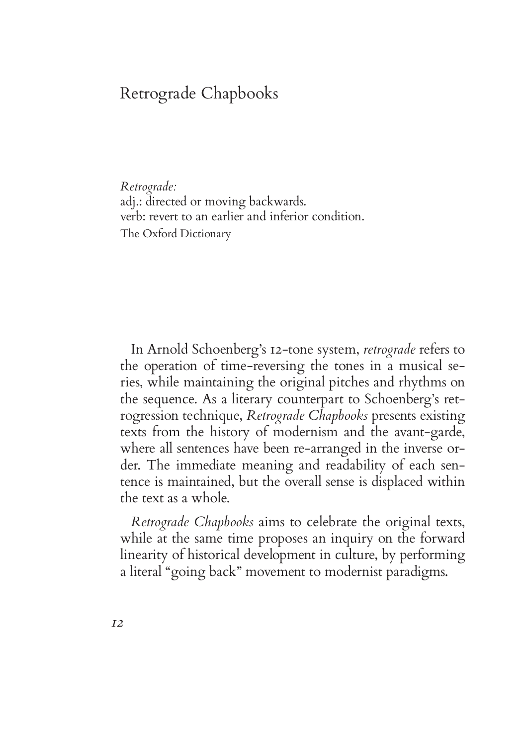# Retrograde Chapbooks

*Retrograde:*
adj.: directed or moving backwards.
verb: revert to an earlier and inferior condition.
The Oxford Dictionary

In Arnold Schoenberg's 12-tone system, *retrograde* refers to the operation of time-reversing the tones in a musical series, while maintaining the original pitches and rhythms on the sequence. As a literary counterpart to Schoenberg's retrogression technique, *Retrograde Chapbooks* presents existing texts from the history of modernism and the avant-garde, where all sentences have been re-arranged in the inverse order. The immediate meaning and readability of each sentence is maintained, but the overall sense is displaced within the text as a whole.

*Retrograde Chapbooks* aims to celebrate the original texts, while at the same time proposes an inquiry on the forward linearity of historical development in culture, by performing a literal "going back" movement to modernist paradigms.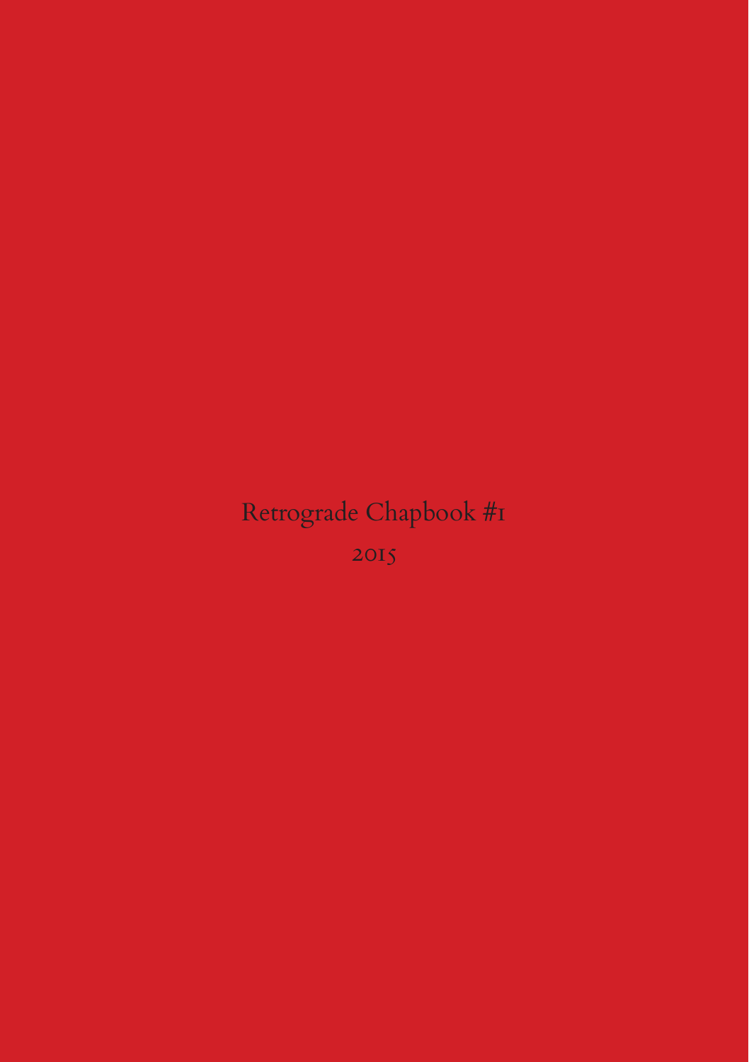Retrograde Chapbook #1

2015